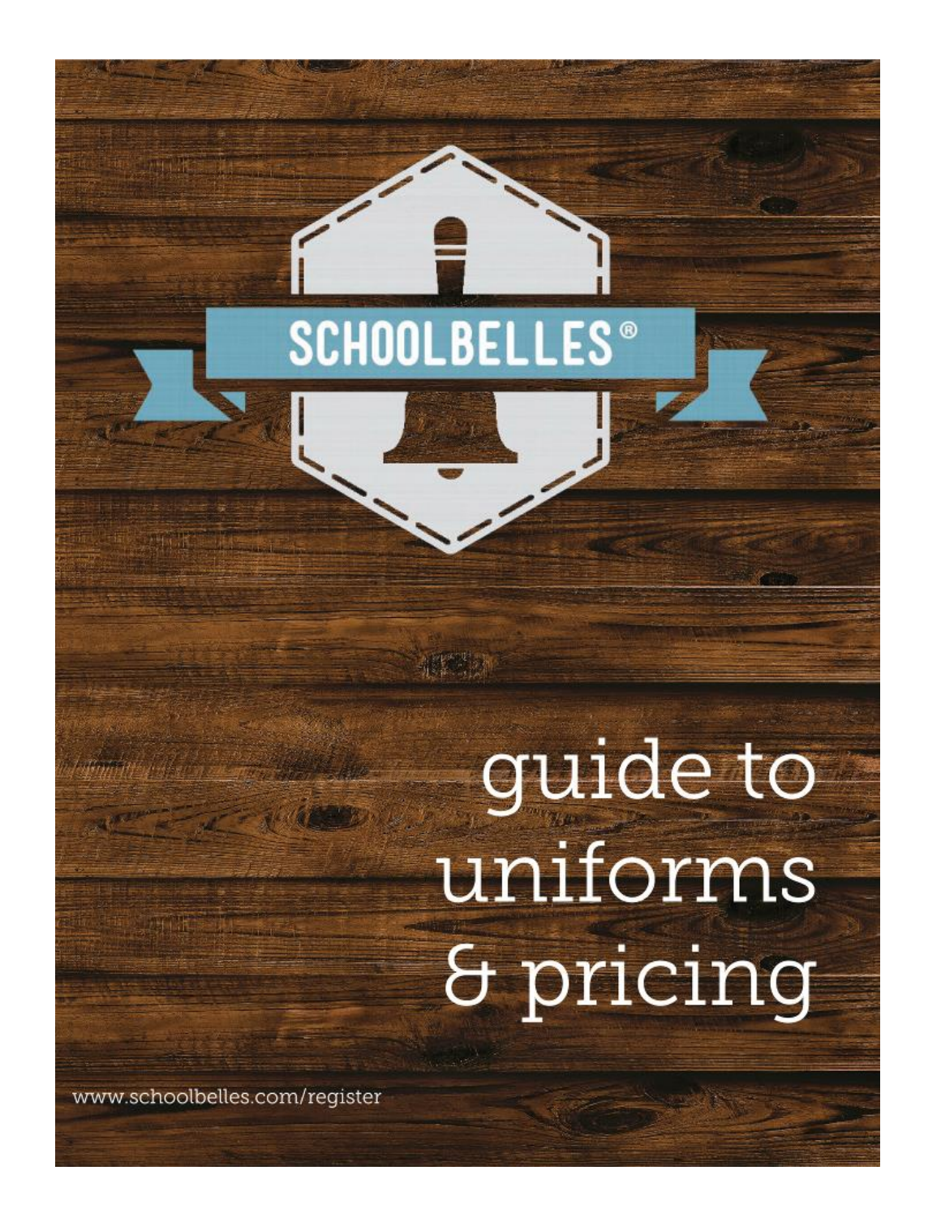SCHOOLBELLES®

# guide to uniforms & pricing

www.schoolbelles.com/register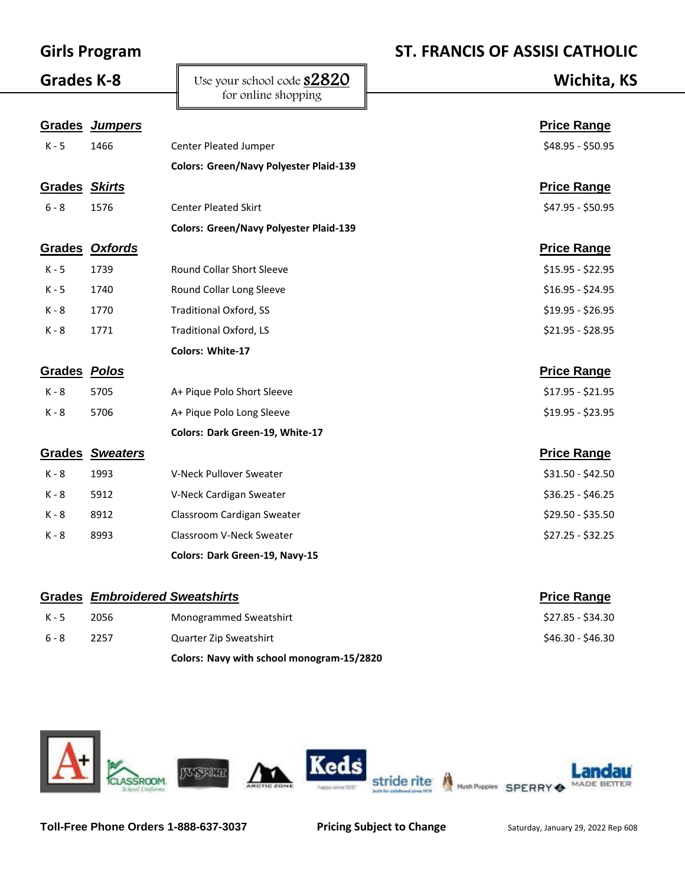## Girls Program

## Grades K-8

Use your school code **S2820** for online shopping

## ST. FRANCIS OF ASSISI CATHOLIC

## Wichita, KS

| Grades | Jumpers | | Price Range |
|---|---|---|---|
| K - 5 | 1466 | Center Pleated Jumper | $48.95 - $50.95 |
| | | **Colors: Green/Navy Polyester Plaid-139** | |

| Grades | Skirts | | Price Range |
|---|---|---|---|
| 6 - 8 | 1576 | Center Pleated Skirt | $47.95 - $50.95 |
| | | **Colors: Green/Navy Polyester Plaid-139** | |

| Grades | Oxfords | | Price Range |
|---|---|---|---|
| K - 5 | 1739 | Round Collar Short Sleeve | $15.95 - $22.95 |
| K - 5 | 1740 | Round Collar Long Sleeve | $16.95 - $24.95 |
| K - 8 | 1770 | Traditional Oxford, SS | $19.95 - $26.95 |
| K - 8 | 1771 | Traditional Oxford, LS | $21.95 - $28.95 |
| | | **Colors: White-17** | |

| Grades | Polos | | Price Range |
|---|---|---|---|
| K - 8 | 5705 | A+ Pique Polo Short Sleeve | $17.95 - $21.95 |
| K - 8 | 5706 | A+ Pique Polo Long Sleeve | $19.95 - $23.95 |
| | | **Colors: Dark Green-19, White-17** | |

| Grades | Sweaters | | Price Range |
|---|---|---|---|
| K - 8 | 1993 | V-Neck Pullover Sweater | $31.50 - $42.50 |
| K - 8 | 5912 | V-Neck Cardigan Sweater | $36.25 - $46.25 |
| K - 8 | 8912 | Classroom Cardigan Sweater | $29.50 - $35.50 |
| K - 8 | 8993 | Classroom V-Neck Sweater | $27.25 - $32.25 |
| | | **Colors: Dark Green-19, Navy-15** | |

| Grades | Embroidered Sweatshirts | | Price Range |
|---|---|---|---|
| K - 5 | 2056 | Monogrammed Sweatshirt | $27.85 - $34.30 |
| 6 - 8 | 2257 | Quarter Zip Sweatshirt | $46.30 - $46.30 |
| | | **Colors: Navy with school monogram-15/2820** | |

**Toll-Free Phone Orders 1-888-637-3037** **Pricing Subject to Change** Saturday, January 29, 2022 Rep 608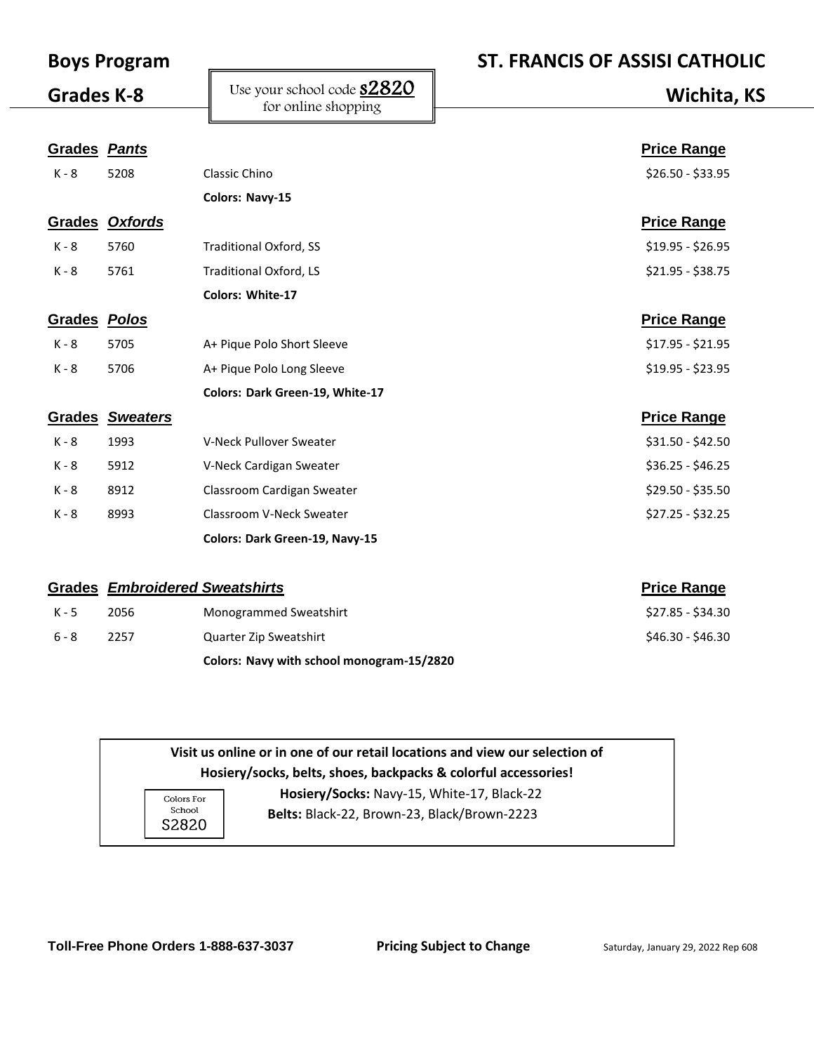# Boys Program

## Grades K-8

Use your school code **S2820** for online shopping

# ST. FRANCIS OF ASSISI CATHOLIC

## Wichita, KS

| Grades | *Pants* | | Price Range |
|---|---|---|---|
| K - 8 | 5208 | Classic Chino | $26.50 - $33.95 |
| | | **Colors: Navy-15** | |

| Grades | *Oxfords* | | Price Range |
|---|---|---|---|
| K - 8 | 5760 | Traditional Oxford, SS | $19.95 - $26.95 |
| K - 8 | 5761 | Traditional Oxford, LS | $21.95 - $38.75 |
| | | **Colors: White-17** | |

| Grades | *Polos* | | Price Range |
|---|---|---|---|
| K - 8 | 5705 | A+ Pique Polo Short Sleeve | $17.95 - $21.95 |
| K - 8 | 5706 | A+ Pique Polo Long Sleeve | $19.95 - $23.95 |
| | | **Colors: Dark Green-19, White-17** | |

| Grades | *Sweaters* | | Price Range |
|---|---|---|---|
| K - 8 | 1993 | V-Neck Pullover Sweater | $31.50 - $42.50 |
| K - 8 | 5912 | V-Neck Cardigan Sweater | $36.25 - $46.25 |
| K - 8 | 8912 | Classroom Cardigan Sweater | $29.50 - $35.50 |
| K - 8 | 8993 | Classroom V-Neck Sweater | $27.25 - $32.25 |
| | | **Colors: Dark Green-19, Navy-15** | |

| Grades | *Embroidered Sweatshirts* | | Price Range |
|---|---|---|---|
| K - 5 | 2056 | Monogrammed Sweatshirt | $27.85 - $34.30 |
| 6 - 8 | 2257 | Quarter Zip Sweatshirt | $46.30 - $46.30 |
| | | **Colors: Navy with school monogram-15/2820** | |

**Visit us online or in one of our retail locations and view our selection of Hosiery/socks, belts, shoes, backpacks & colorful accessories!**

Colors For School S2820

**Hosiery/Socks:** Navy-15, White-17, Black-22

**Belts:** Black-22, Brown-23, Black/Brown-2223

**Toll-Free Phone Orders 1-888-637-3037** **Pricing Subject to Change** Saturday, January 29, 2022 Rep 608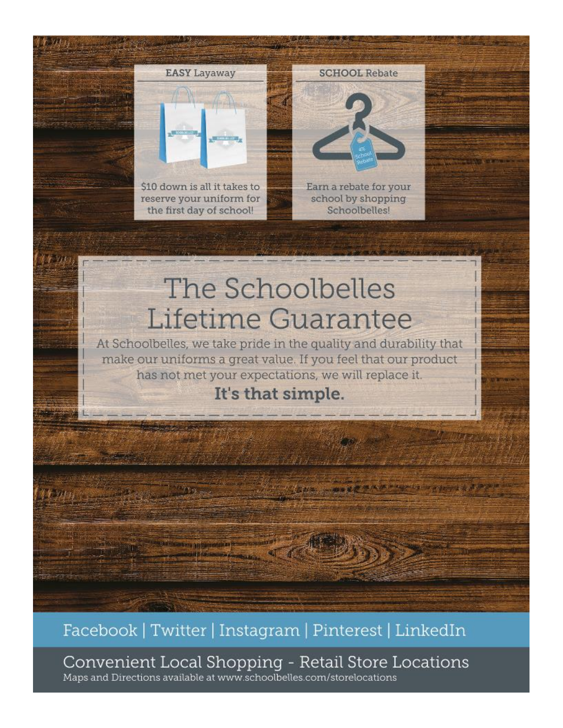**EASY** Layaway

$10 down is all it takes to reserve your uniform for the first day of school!

**SCHOOL** Rebate

Earn a rebate for your school by shopping Schoolbelles!

# The Schoolbelles Lifetime Guarantee

At Schoolbelles, we take pride in the quality and durability that make our uniforms a great value. If you feel that our product has not met your expectations, we will replace it.

**It's that simple.**

Facebook | Twitter | Instagram | Pinterest | LinkedIn

Convenient Local Shopping - Retail Store Locations

Maps and Directions available at www.schoolbelles.com/storelocations